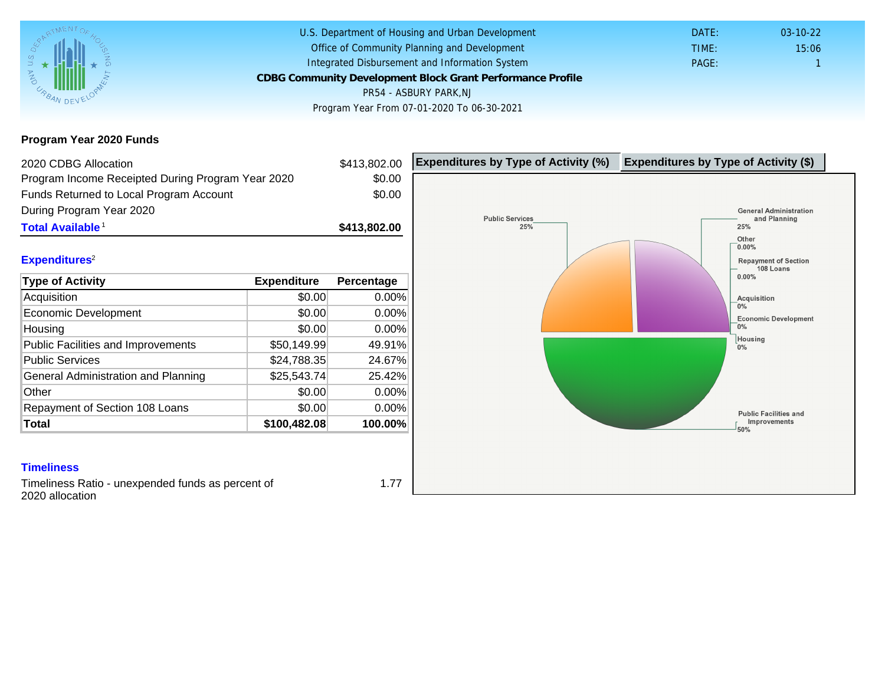U.S. Department of Housing and Urban Development
Office of Community Planning and Development
Integrated Disbursement and Information System

**CDBG Community Development Block Grant Performance Profile**

PR54 - ASBURY PARK,NJ

Program Year From 07-01-2020 To 06-30-2021

DATE: 03-10-22
TIME: 15:06
PAGE: 1

## Program Year 2020 Funds

| | |
|---|---|
| 2020 CDBG Allocation | $413,802.00 |
| Program Income Receipted During Program Year 2020 | $0.00 |
| Funds Returned to Local Program Account During Program Year 2020 | $0.00 |
| **Total Available**[1] | **$413,802.00** |

## Expenditures[2]

| Type of Activity | Expenditure | Percentage |
|---|---|---|
| Acquisition | $0.00 | 0.00% |
| Economic Development | $0.00 | 0.00% |
| Housing | $0.00 | 0.00% |
| Public Facilities and Improvements | $50,149.99 | 49.91% |
| Public Services | $24,788.35 | 24.67% |
| General Administration and Planning | $25,543.74 | 25.42% |
| Other | $0.00 | 0.00% |
| Repayment of Section 108 Loans | $0.00 | 0.00% |
| **Total** | **$100,482.08** | **100.00%** |

**Expenditures by Type of Activity (%)** | **Expenditures by Type of Activity ($)**

Public Services 25%
General Administration and Planning 25%
Other 0.00%
Repayment of Section 108 Loans 0.00%
Acquisition 0%
Economic Development 0%
Housing 0%
Public Facilities and Improvements 50%

## Timeliness

Timeliness Ratio - unexpended funds as percent of 2020 allocation: 1.77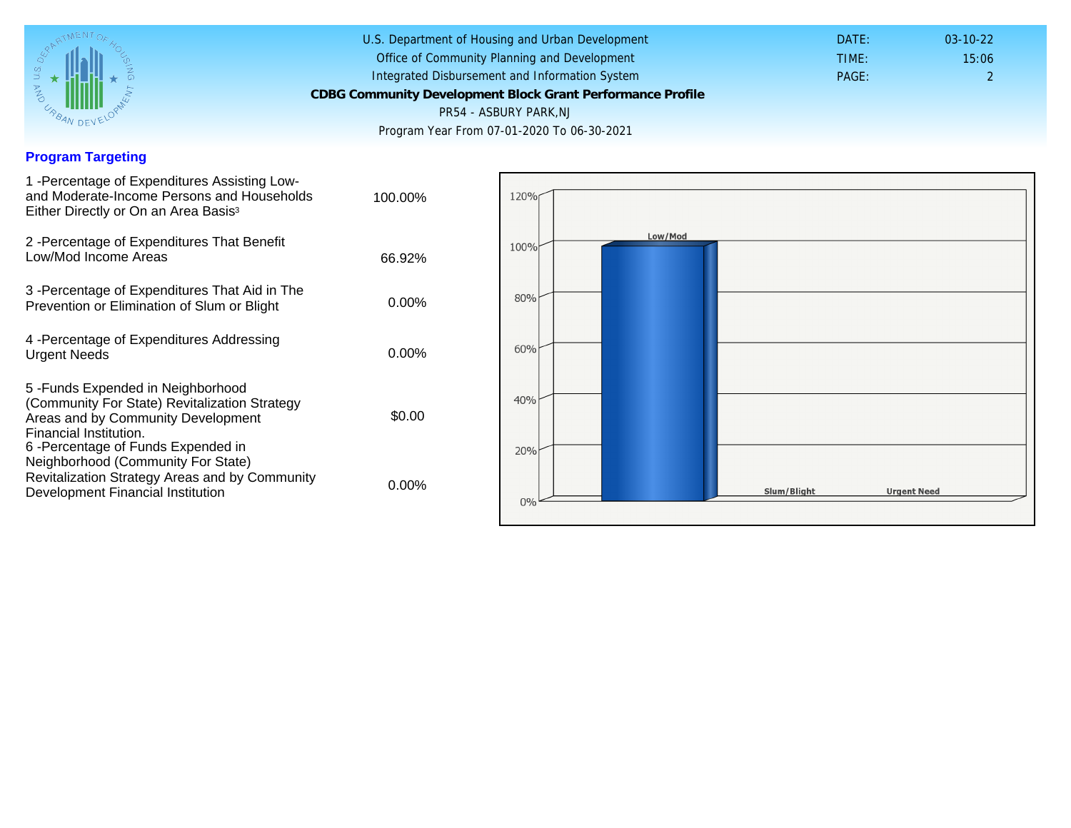U.S. Department of Housing and Urban Development
Office of Community Planning and Development
Integrated Disbursement and Information System

**CDBG Community Development Block Grant Performance Profile**

PR54 - ASBURY PARK,NJ

Program Year From 07-01-2020 To 06-30-2021

DATE: 03-10-22
TIME: 15:06
PAGE: 2

## Program Targeting

| | |
|---|---|
| 1 -Percentage of Expenditures Assisting Low- and Moderate-Income Persons and Households Either Directly or On an Area Basis[3] | 100.00% |
| 2 -Percentage of Expenditures That Benefit Low/Mod Income Areas | 66.92% |
| 3 -Percentage of Expenditures That Aid in The Prevention or Elimination of Slum or Blight | 0.00% |
| 4 -Percentage of Expenditures Addressing Urgent Needs | 0.00% |
| 5 -Funds Expended in Neighborhood (Community For State) Revitalization Strategy Areas and by Community Development Financial Institution. | $0.00 |
| 6 -Percentage of Funds Expended in Neighborhood (Community For State) Revitalization Strategy Areas and by Community Development Financial Institution | 0.00% |

| Category | Percentage |
|---|---|
| Low/Mod | 100% |
| Slum/Blight | 0% |
| Urgent Need | 0% |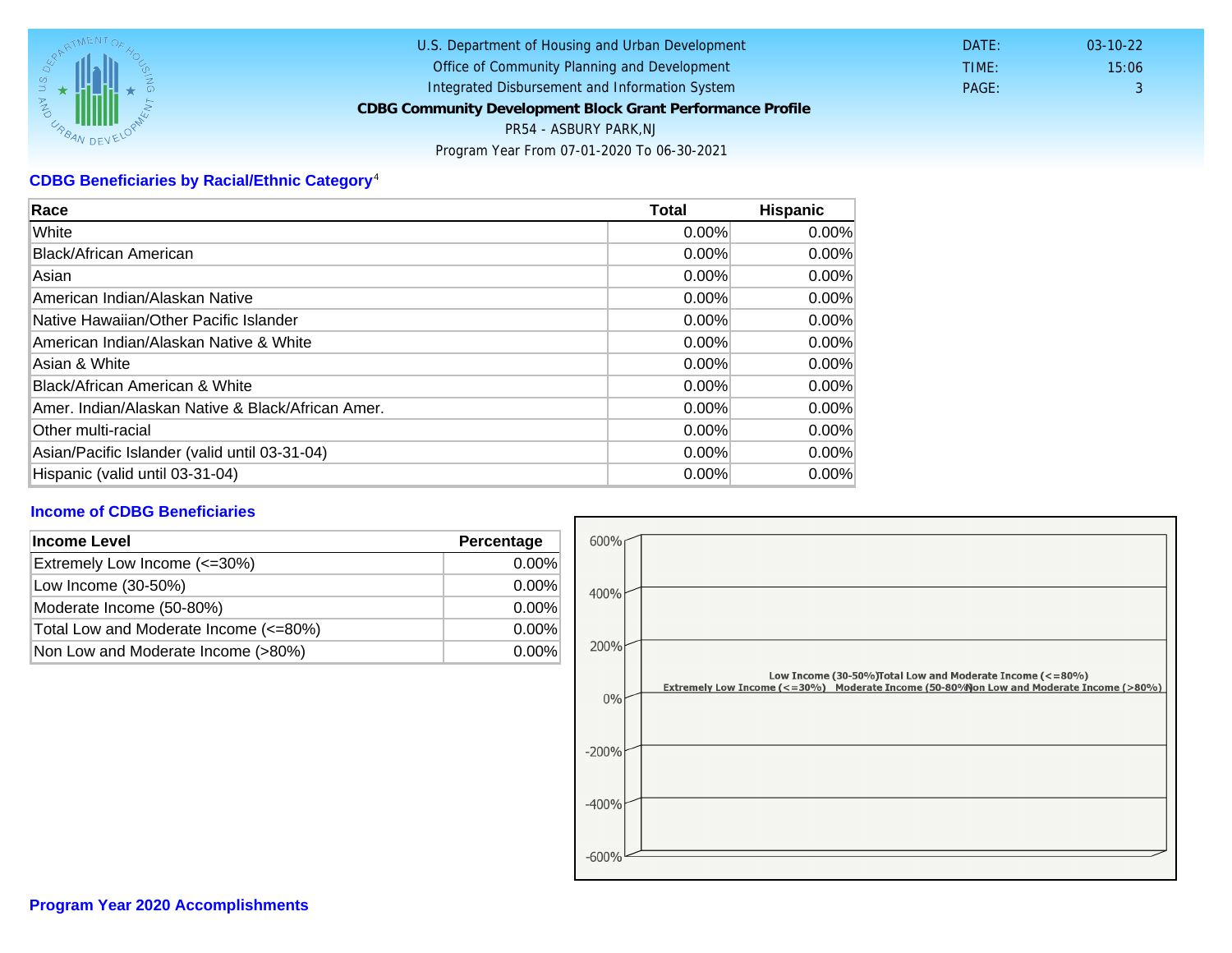U.S. Department of Housing and Urban Development
Office of Community Planning and Development
Integrated Disbursement and Information System
**CDBG Community Development Block Grant Performance Profile**
PR54 - ASBURY PARK,NJ
Program Year From 07-01-2020 To 06-30-2021

DATE: 03-10-22
TIME: 15:06
PAGE: 3

## CDBG Beneficiaries by Racial/Ethnic Category[4]

| Race | Total | Hispanic |
|---|---|---|
| White | 0.00% | 0.00% |
| Black/African American | 0.00% | 0.00% |
| Asian | 0.00% | 0.00% |
| American Indian/Alaskan Native | 0.00% | 0.00% |
| Native Hawaiian/Other Pacific Islander | 0.00% | 0.00% |
| American Indian/Alaskan Native & White | 0.00% | 0.00% |
| Asian & White | 0.00% | 0.00% |
| Black/African American & White | 0.00% | 0.00% |
| Amer. Indian/Alaskan Native & Black/African Amer. | 0.00% | 0.00% |
| Other multi-racial | 0.00% | 0.00% |
| Asian/Pacific Islander (valid until 03-31-04) | 0.00% | 0.00% |
| Hispanic (valid until 03-31-04) | 0.00% | 0.00% |

## Income of CDBG Beneficiaries

| Income Level | Percentage |
|---|---|
| Extremely Low Income (<=30%) | 0.00% |
| Low Income (30-50%) | 0.00% |
| Moderate Income (50-80%) | 0.00% |
| Total Low and Moderate Income (<=80%) | 0.00% |
| Non Low and Moderate Income (>80%) | 0.00% |

600%
400%
200%
0%
-200%
-400%
-600%

Extremely Low Income (<=30%) Low Income (30-50%) Moderate Income (50-80%) Total Low and Moderate Income (<=80%) Non Low and Moderate Income (>80%)

## Program Year 2020 Accomplishments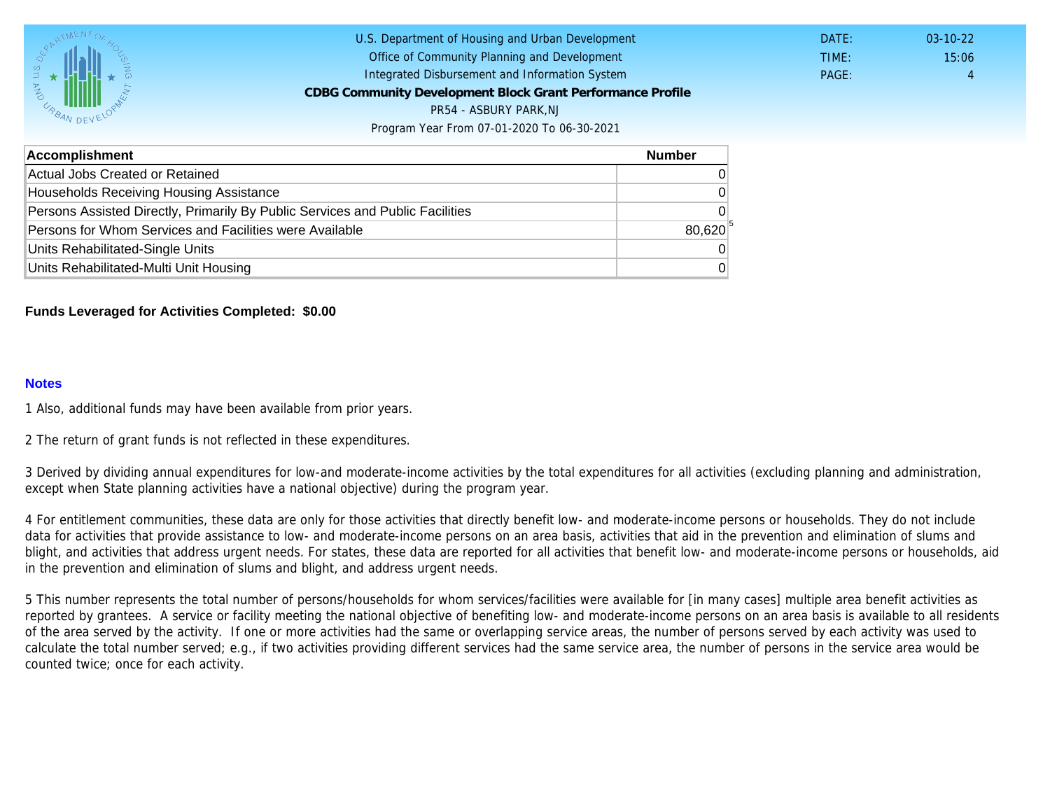U.S. Department of Housing and Urban Development
Office of Community Planning and Development
Integrated Disbursement and Information System

**CDBG Community Development Block Grant Performance Profile**

PR54 - ASBURY PARK,NJ

Program Year From 07-01-2020 To 06-30-2021

DATE: 03-10-22
TIME: 15:06
PAGE: 4

| Accomplishment | Number |
| --- | --- |
| Actual Jobs Created or Retained | 0 |
| Households Receiving Housing Assistance | 0 |
| Persons Assisted Directly, Primarily By Public Services and Public Facilities | 0 |
| Persons for Whom Services and Facilities were Available | 80,620 [5] |
| Units Rehabilitated-Single Units | 0 |
| Units Rehabilitated-Multi Unit Housing | 0 |

**Funds Leveraged for Activities Completed: $0.00**

## Notes

1 Also, additional funds may have been available from prior years.

2 The return of grant funds is not reflected in these expenditures.

3 Derived by dividing annual expenditures for low-and moderate-income activities by the total expenditures for all activities (excluding planning and administration, except when State planning activities have a national objective) during the program year.

4 For entitlement communities, these data are only for those activities that directly benefit low- and moderate-income persons or households. They do not include data for activities that provide assistance to low- and moderate-income persons on an area basis, activities that aid in the prevention and elimination of slums and blight, and activities that address urgent needs. For states, these data are reported for all activities that benefit low- and moderate-income persons or households, aid in the prevention and elimination of slums and blight, and address urgent needs.

5 This number represents the total number of persons/households for whom services/facilities were available for [in many cases] multiple area benefit activities as reported by grantees. A service or facility meeting the national objective of benefiting low- and moderate-income persons on an area basis is available to all residents of the area served by the activity. If one or more activities had the same or overlapping service areas, the number of persons served by each activity was used to calculate the total number served; e.g., if two activities providing different services had the same service area, the number of persons in the service area would be counted twice; once for each activity.